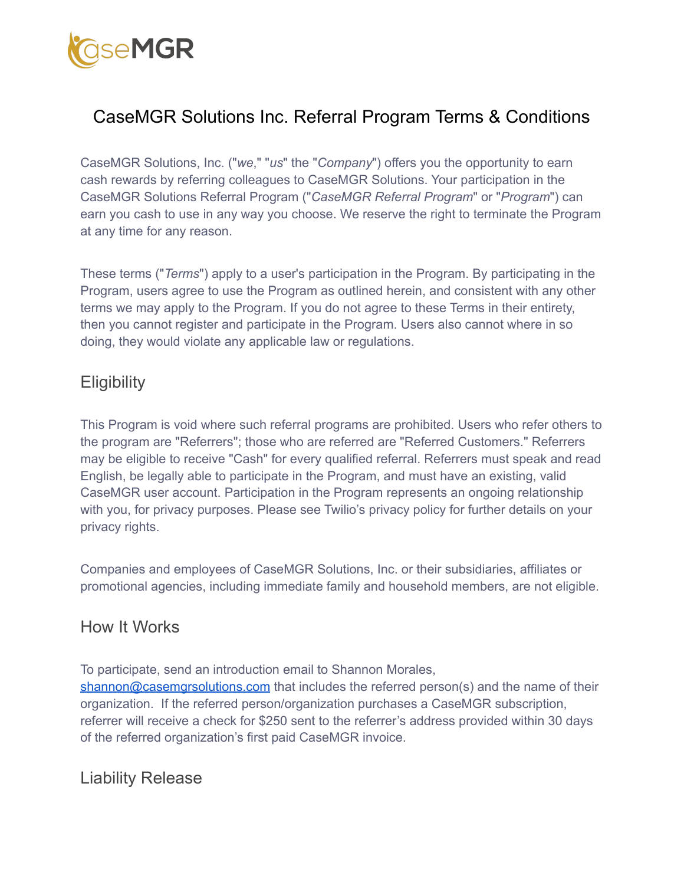# CaseMGR Solutions Inc. Referral Program Terms & Conditions

CaseMGR Solutions, Inc. ("*we*," "*us*" the "*Company*") offers you the opportunity to earn cash rewards by referring colleagues to CaseMGR Solutions. Your participation in the CaseMGR Solutions Referral Program ("*CaseMGR Referral Program*" or "*Program*") can earn you cash to use in any way you choose. We reserve the right to terminate the Program at any time for any reason.

These terms ("*Terms*") apply to a user's participation in the Program. By participating in the Program, users agree to use the Program as outlined herein, and consistent with any other terms we may apply to the Program. If you do not agree to these Terms in their entirety, then you cannot register and participate in the Program. Users also cannot where in so doing, they would violate any applicable law or regulations.

## Eligibility

This Program is void where such referral programs are prohibited. Users who refer others to the program are "Referrers"; those who are referred are "Referred Customers." Referrers may be eligible to receive "Cash" for every qualified referral. Referrers must speak and read English, be legally able to participate in the Program, and must have an existing, valid CaseMGR user account. Participation in the Program represents an ongoing relationship with you, for privacy purposes. Please see Twilio's privacy policy for further details on your privacy rights.

Companies and employees of CaseMGR Solutions, Inc. or their subsidiaries, affiliates or promotional agencies, including immediate family and household members, are not eligible.

## How It Works

To participate, send an introduction email to Shannon Morales, [shannon@casemgrsolutions.com](mailto:shannon@casemgrsolutions.com) that includes the referred person(s) and the name of their organization. If the referred person/organization purchases a CaseMGR subscription, referrer will receive a check for $250 sent to the referrer's address provided within 30 days of the referred organization's first paid CaseMGR invoice.

## Liability Release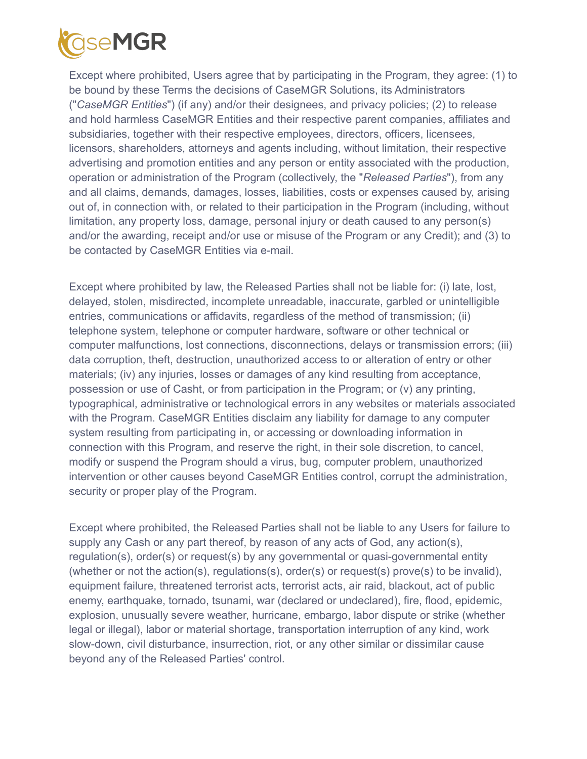Except where prohibited, Users agree that by participating in the Program, they agree: (1) to be bound by these Terms the decisions of CaseMGR Solutions, its Administrators ("*CaseMGR Entities*") (if any) and/or their designees, and privacy policies; (2) to release and hold harmless CaseMGR Entities and their respective parent companies, affiliates and subsidiaries, together with their respective employees, directors, officers, licensees, licensors, shareholders, attorneys and agents including, without limitation, their respective advertising and promotion entities and any person or entity associated with the production, operation or administration of the Program (collectively, the "*Released Parties*"), from any and all claims, demands, damages, losses, liabilities, costs or expenses caused by, arising out of, in connection with, or related to their participation in the Program (including, without limitation, any property loss, damage, personal injury or death caused to any person(s) and/or the awarding, receipt and/or use or misuse of the Program or any Credit); and (3) to be contacted by CaseMGR Entities via e-mail.

Except where prohibited by law, the Released Parties shall not be liable for: (i) late, lost, delayed, stolen, misdirected, incomplete unreadable, inaccurate, garbled or unintelligible entries, communications or affidavits, regardless of the method of transmission; (ii) telephone system, telephone or computer hardware, software or other technical or computer malfunctions, lost connections, disconnections, delays or transmission errors; (iii) data corruption, theft, destruction, unauthorized access to or alteration of entry or other materials; (iv) any injuries, losses or damages of any kind resulting from acceptance, possession or use of Casht, or from participation in the Program; or (v) any printing, typographical, administrative or technological errors in any websites or materials associated with the Program. CaseMGR Entities disclaim any liability for damage to any computer system resulting from participating in, or accessing or downloading information in connection with this Program, and reserve the right, in their sole discretion, to cancel, modify or suspend the Program should a virus, bug, computer problem, unauthorized intervention or other causes beyond CaseMGR Entities control, corrupt the administration, security or proper play of the Program.

Except where prohibited, the Released Parties shall not be liable to any Users for failure to supply any Cash or any part thereof, by reason of any acts of God, any action(s), regulation(s), order(s) or request(s) by any governmental or quasi-governmental entity (whether or not the action(s), regulations(s), order(s) or request(s) prove(s) to be invalid), equipment failure, threatened terrorist acts, terrorist acts, air raid, blackout, act of public enemy, earthquake, tornado, tsunami, war (declared or undeclared), fire, flood, epidemic, explosion, unusually severe weather, hurricane, embargo, labor dispute or strike (whether legal or illegal), labor or material shortage, transportation interruption of any kind, work slow-down, civil disturbance, insurrection, riot, or any other similar or dissimilar cause beyond any of the Released Parties' control.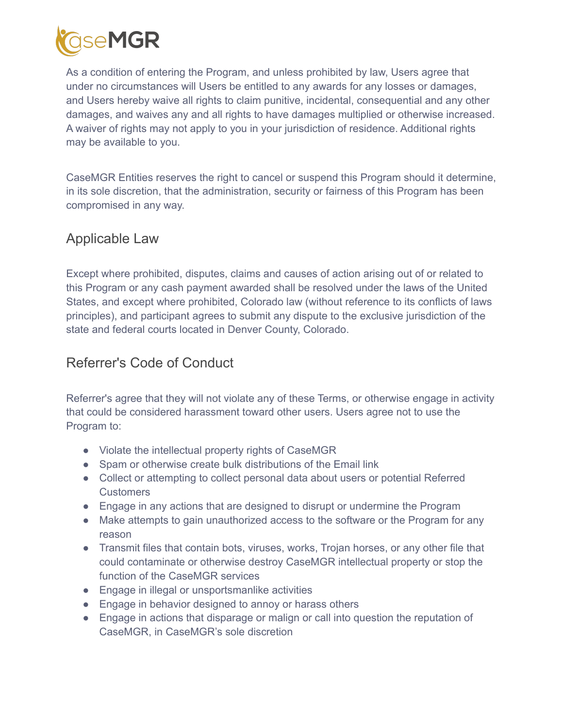As a condition of entering the Program, and unless prohibited by law, Users agree that under no circumstances will Users be entitled to any awards for any losses or damages, and Users hereby waive all rights to claim punitive, incidental, consequential and any other damages, and waives any and all rights to have damages multiplied or otherwise increased. A waiver of rights may not apply to you in your jurisdiction of residence. Additional rights may be available to you.

CaseMGR Entities reserves the right to cancel or suspend this Program should it determine, in its sole discretion, that the administration, security or fairness of this Program has been compromised in any way.

## Applicable Law

Except where prohibited, disputes, claims and causes of action arising out of or related to this Program or any cash payment awarded shall be resolved under the laws of the United States, and except where prohibited, Colorado law (without reference to its conflicts of laws principles), and participant agrees to submit any dispute to the exclusive jurisdiction of the state and federal courts located in Denver County, Colorado.

## Referrer's Code of Conduct

Referrer's agree that they will not violate any of these Terms, or otherwise engage in activity that could be considered harassment toward other users. Users agree not to use the Program to:

- Violate the intellectual property rights of CaseMGR
- Spam or otherwise create bulk distributions of the Email link
- Collect or attempting to collect personal data about users or potential Referred Customers
- Engage in any actions that are designed to disrupt or undermine the Program
- Make attempts to gain unauthorized access to the software or the Program for any reason
- Transmit files that contain bots, viruses, works, Trojan horses, or any other file that could contaminate or otherwise destroy CaseMGR intellectual property or stop the function of the CaseMGR services
- Engage in illegal or unsportsmanlike activities
- Engage in behavior designed to annoy or harass others
- Engage in actions that disparage or malign or call into question the reputation of CaseMGR, in CaseMGR's sole discretion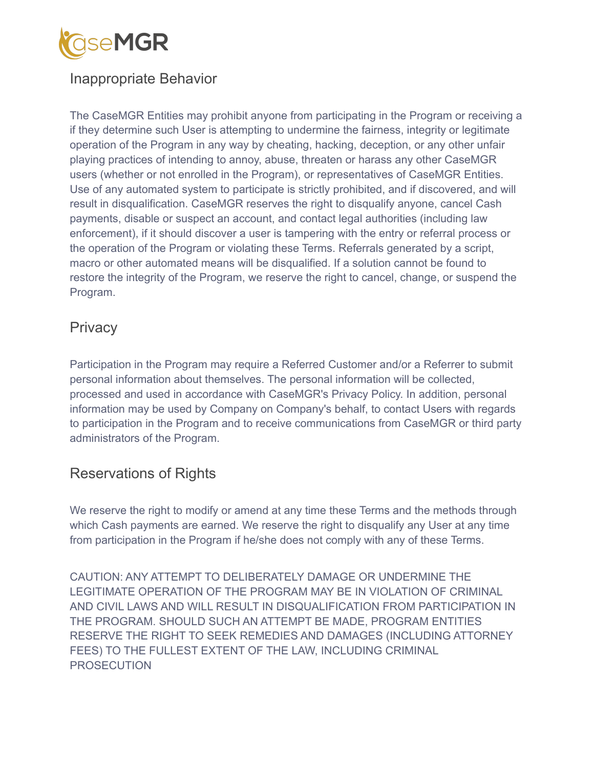## Inappropriate Behavior

The CaseMGR Entities may prohibit anyone from participating in the Program or receiving a if they determine such User is attempting to undermine the fairness, integrity or legitimate operation of the Program in any way by cheating, hacking, deception, or any other unfair playing practices of intending to annoy, abuse, threaten or harass any other CaseMGR users (whether or not enrolled in the Program), or representatives of CaseMGR Entities. Use of any automated system to participate is strictly prohibited, and if discovered, and will result in disqualification. CaseMGR reserves the right to disqualify anyone, cancel Cash payments, disable or suspect an account, and contact legal authorities (including law enforcement), if it should discover a user is tampering with the entry or referral process or the operation of the Program or violating these Terms. Referrals generated by a script, macro or other automated means will be disqualified. If a solution cannot be found to restore the integrity of the Program, we reserve the right to cancel, change, or suspend the Program.

## Privacy

Participation in the Program may require a Referred Customer and/or a Referrer to submit personal information about themselves. The personal information will be collected, processed and used in accordance with CaseMGR's Privacy Policy. In addition, personal information may be used by Company on Company's behalf, to contact Users with regards to participation in the Program and to receive communications from CaseMGR or third party administrators of the Program.

## Reservations of Rights

We reserve the right to modify or amend at any time these Terms and the methods through which Cash payments are earned. We reserve the right to disqualify any User at any time from participation in the Program if he/she does not comply with any of these Terms.

CAUTION: ANY ATTEMPT TO DELIBERATELY DAMAGE OR UNDERMINE THE LEGITIMATE OPERATION OF THE PROGRAM MAY BE IN VIOLATION OF CRIMINAL AND CIVIL LAWS AND WILL RESULT IN DISQUALIFICATION FROM PARTICIPATION IN THE PROGRAM. SHOULD SUCH AN ATTEMPT BE MADE, PROGRAM ENTITIES RESERVE THE RIGHT TO SEEK REMEDIES AND DAMAGES (INCLUDING ATTORNEY FEES) TO THE FULLEST EXTENT OF THE LAW, INCLUDING CRIMINAL PROSECUTION